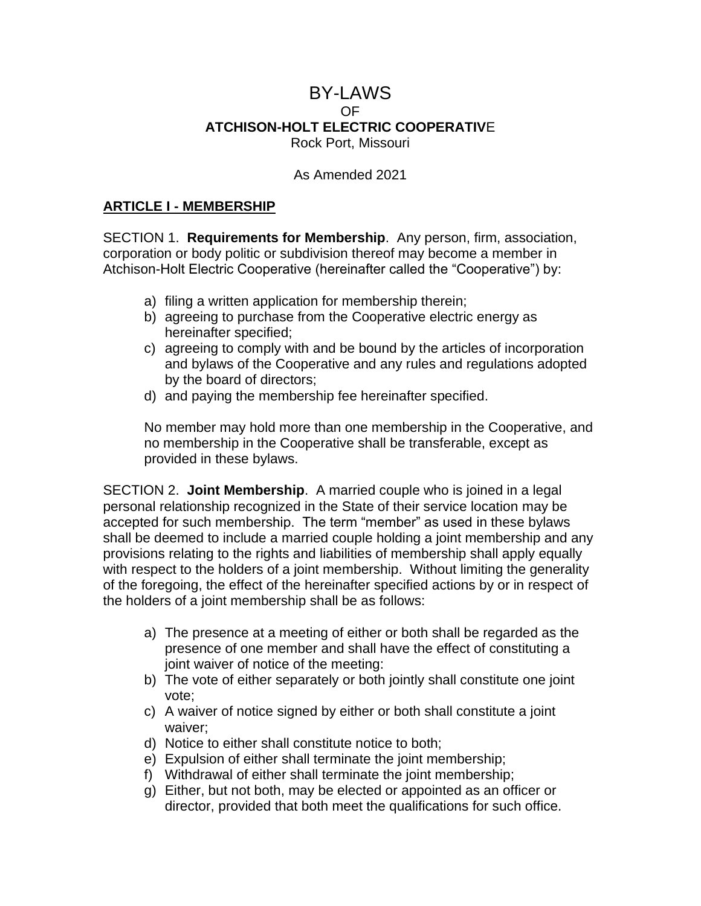# BY-LAWS

OF

**ATCHISON-HOLT ELECTRIC COOPERATIVE**

Rock Port, Missouri

As Amended 2021

## ARTICLE I - MEMBERSHIP

SECTION 1. **Requirements for Membership**. Any person, firm, association, corporation or body politic or subdivision thereof may become a member in Atchison-Holt Electric Cooperative (hereinafter called the "Cooperative") by:

a) filing a written application for membership therein;
b) agreeing to purchase from the Cooperative electric energy as hereinafter specified;
c) agreeing to comply with and be bound by the articles of incorporation and bylaws of the Cooperative and any rules and regulations adopted by the board of directors;
d) and paying the membership fee hereinafter specified.

No member may hold more than one membership in the Cooperative, and no membership in the Cooperative shall be transferable, except as provided in these bylaws.

SECTION 2. **Joint Membership**. A married couple who is joined in a legal personal relationship recognized in the State of their service location may be accepted for such membership. The term "member" as used in these bylaws shall be deemed to include a married couple holding a joint membership and any provisions relating to the rights and liabilities of membership shall apply equally with respect to the holders of a joint membership. Without limiting the generality of the foregoing, the effect of the hereinafter specified actions by or in respect of the holders of a joint membership shall be as follows:

a) The presence at a meeting of either or both shall be regarded as the presence of one member and shall have the effect of constituting a joint waiver of notice of the meeting:
b) The vote of either separately or both jointly shall constitute one joint vote;
c) A waiver of notice signed by either or both shall constitute a joint waiver;
d) Notice to either shall constitute notice to both;
e) Expulsion of either shall terminate the joint membership;
f) Withdrawal of either shall terminate the joint membership;
g) Either, but not both, may be elected or appointed as an officer or director, provided that both meet the qualifications for such office.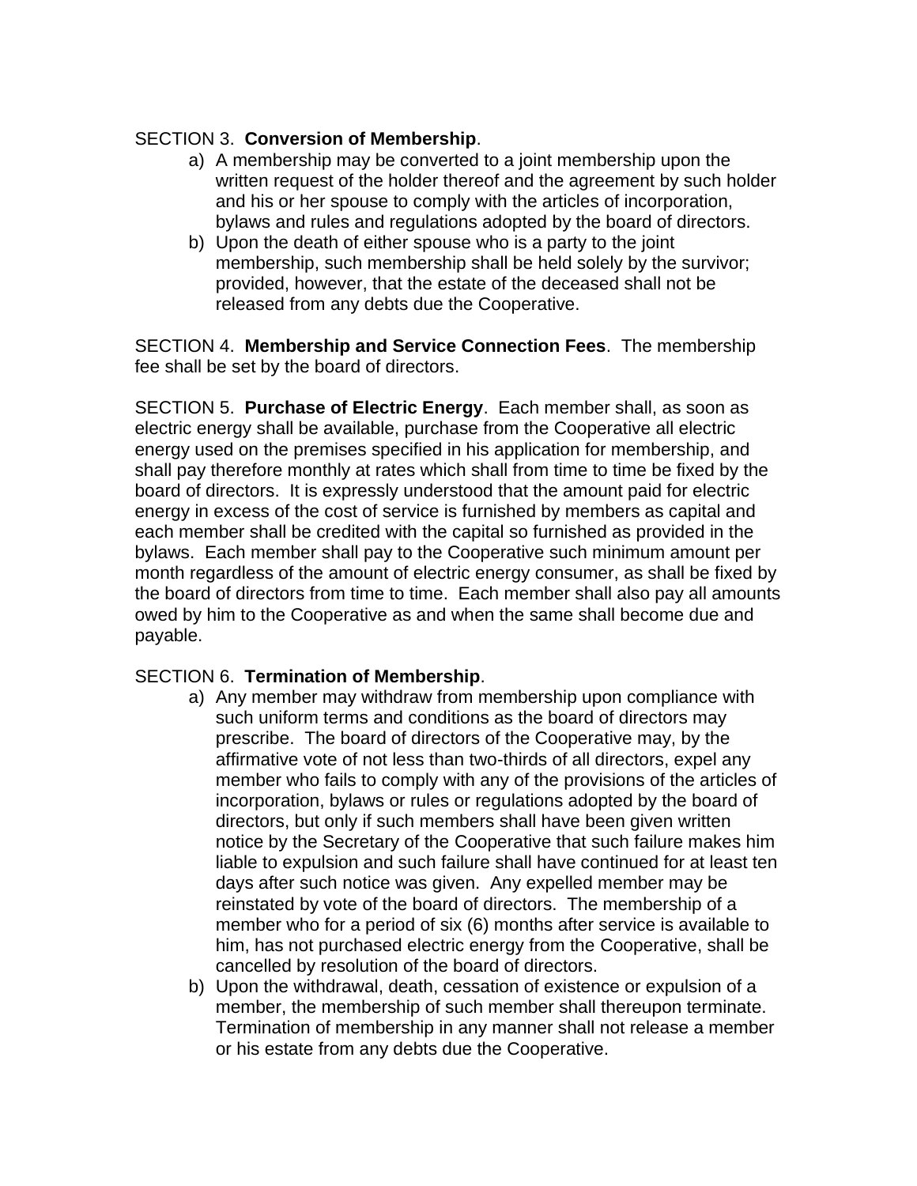SECTION 3. **Conversion of Membership**.

a) A membership may be converted to a joint membership upon the written request of the holder thereof and the agreement by such holder and his or her spouse to comply with the articles of incorporation, bylaws and rules and regulations adopted by the board of directors.
b) Upon the death of either spouse who is a party to the joint membership, such membership shall be held solely by the survivor; provided, however, that the estate of the deceased shall not be released from any debts due the Cooperative.

SECTION 4. **Membership and Service Connection Fees**. The membership fee shall be set by the board of directors.

SECTION 5. **Purchase of Electric Energy**. Each member shall, as soon as electric energy shall be available, purchase from the Cooperative all electric energy used on the premises specified in his application for membership, and shall pay therefore monthly at rates which shall from time to time be fixed by the board of directors. It is expressly understood that the amount paid for electric energy in excess of the cost of service is furnished by members as capital and each member shall be credited with the capital so furnished as provided in the bylaws. Each member shall pay to the Cooperative such minimum amount per month regardless of the amount of electric energy consumer, as shall be fixed by the board of directors from time to time. Each member shall also pay all amounts owed by him to the Cooperative as and when the same shall become due and payable.

SECTION 6. **Termination of Membership**.

a) Any member may withdraw from membership upon compliance with such uniform terms and conditions as the board of directors may prescribe. The board of directors of the Cooperative may, by the affirmative vote of not less than two-thirds of all directors, expel any member who fails to comply with any of the provisions of the articles of incorporation, bylaws or rules or regulations adopted by the board of directors, but only if such members shall have been given written notice by the Secretary of the Cooperative that such failure makes him liable to expulsion and such failure shall have continued for at least ten days after such notice was given. Any expelled member may be reinstated by vote of the board of directors. The membership of a member who for a period of six (6) months after service is available to him, has not purchased electric energy from the Cooperative, shall be cancelled by resolution of the board of directors.
b) Upon the withdrawal, death, cessation of existence or expulsion of a member, the membership of such member shall thereupon terminate. Termination of membership in any manner shall not release a member or his estate from any debts due the Cooperative.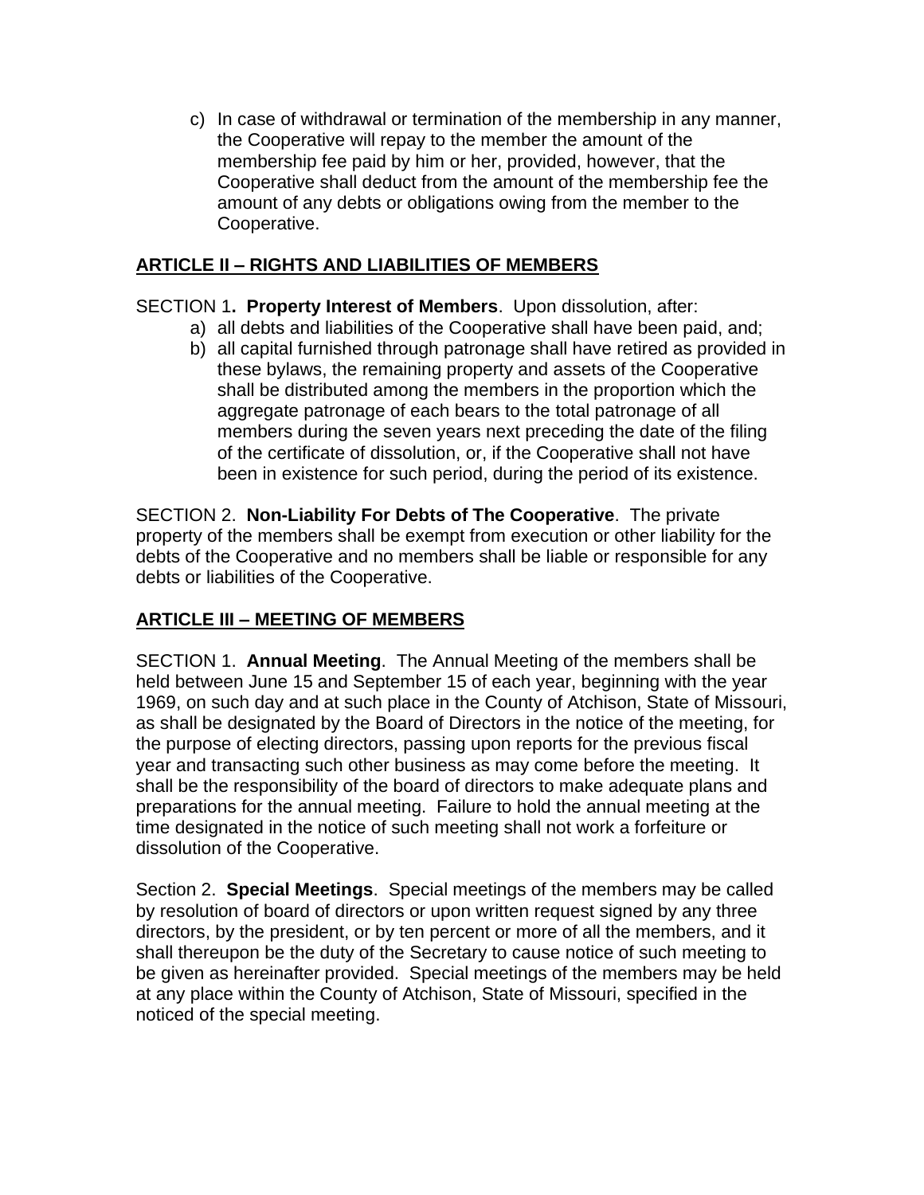c) In case of withdrawal or termination of the membership in any manner, the Cooperative will repay to the member the amount of the membership fee paid by him or her, provided, however, that the Cooperative shall deduct from the amount of the membership fee the amount of any debts or obligations owing from the member to the Cooperative.

## ARTICLE II – RIGHTS AND LIABILITIES OF MEMBERS

SECTION 1**. Property Interest of Members**. Upon dissolution, after:

a) all debts and liabilities of the Cooperative shall have been paid, and;
b) all capital furnished through patronage shall have retired as provided in these bylaws, the remaining property and assets of the Cooperative shall be distributed among the members in the proportion which the aggregate patronage of each bears to the total patronage of all members during the seven years next preceding the date of the filing of the certificate of dissolution, or, if the Cooperative shall not have been in existence for such period, during the period of its existence.

SECTION 2. **Non-Liability For Debts of The Cooperative**. The private property of the members shall be exempt from execution or other liability for the debts of the Cooperative and no members shall be liable or responsible for any debts or liabilities of the Cooperative.

## ARTICLE III – MEETING OF MEMBERS

SECTION 1. **Annual Meeting**. The Annual Meeting of the members shall be held between June 15 and September 15 of each year, beginning with the year 1969, on such day and at such place in the County of Atchison, State of Missouri, as shall be designated by the Board of Directors in the notice of the meeting, for the purpose of electing directors, passing upon reports for the previous fiscal year and transacting such other business as may come before the meeting. It shall be the responsibility of the board of directors to make adequate plans and preparations for the annual meeting. Failure to hold the annual meeting at the time designated in the notice of such meeting shall not work a forfeiture or dissolution of the Cooperative.

Section 2. **Special Meetings**. Special meetings of the members may be called by resolution of board of directors or upon written request signed by any three directors, by the president, or by ten percent or more of all the members, and it shall thereupon be the duty of the Secretary to cause notice of such meeting to be given as hereinafter provided. Special meetings of the members may be held at any place within the County of Atchison, State of Missouri, specified in the noticed of the special meeting.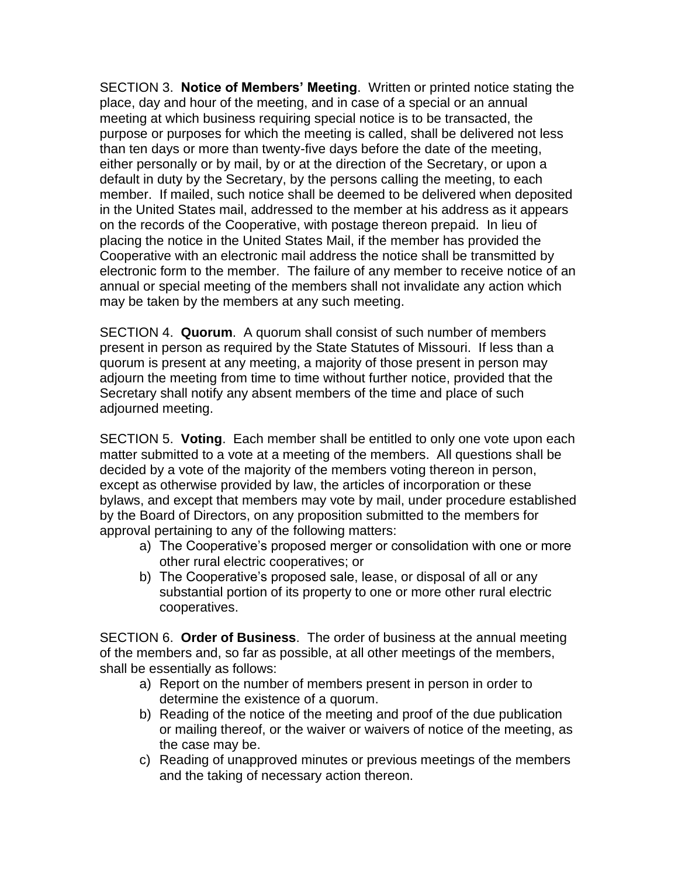SECTION 3. **Notice of Members' Meeting**. Written or printed notice stating the place, day and hour of the meeting, and in case of a special or an annual meeting at which business requiring special notice is to be transacted, the purpose or purposes for which the meeting is called, shall be delivered not less than ten days or more than twenty-five days before the date of the meeting, either personally or by mail, by or at the direction of the Secretary, or upon a default in duty by the Secretary, by the persons calling the meeting, to each member. If mailed, such notice shall be deemed to be delivered when deposited in the United States mail, addressed to the member at his address as it appears on the records of the Cooperative, with postage thereon prepaid. In lieu of placing the notice in the United States Mail, if the member has provided the Cooperative with an electronic mail address the notice shall be transmitted by electronic form to the member. The failure of any member to receive notice of an annual or special meeting of the members shall not invalidate any action which may be taken by the members at any such meeting.

SECTION 4. **Quorum**. A quorum shall consist of such number of members present in person as required by the State Statutes of Missouri. If less than a quorum is present at any meeting, a majority of those present in person may adjourn the meeting from time to time without further notice, provided that the Secretary shall notify any absent members of the time and place of such adjourned meeting.

SECTION 5. **Voting**. Each member shall be entitled to only one vote upon each matter submitted to a vote at a meeting of the members. All questions shall be decided by a vote of the majority of the members voting thereon in person, except as otherwise provided by law, the articles of incorporation or these bylaws, and except that members may vote by mail, under procedure established by the Board of Directors, on any proposition submitted to the members for approval pertaining to any of the following matters:

a) The Cooperative's proposed merger or consolidation with one or more other rural electric cooperatives; or
b) The Cooperative's proposed sale, lease, or disposal of all or any substantial portion of its property to one or more other rural electric cooperatives.

SECTION 6. **Order of Business**. The order of business at the annual meeting of the members and, so far as possible, at all other meetings of the members, shall be essentially as follows:

a) Report on the number of members present in person in order to determine the existence of a quorum.
b) Reading of the notice of the meeting and proof of the due publication or mailing thereof, or the waiver or waivers of notice of the meeting, as the case may be.
c) Reading of unapproved minutes or previous meetings of the members and the taking of necessary action thereon.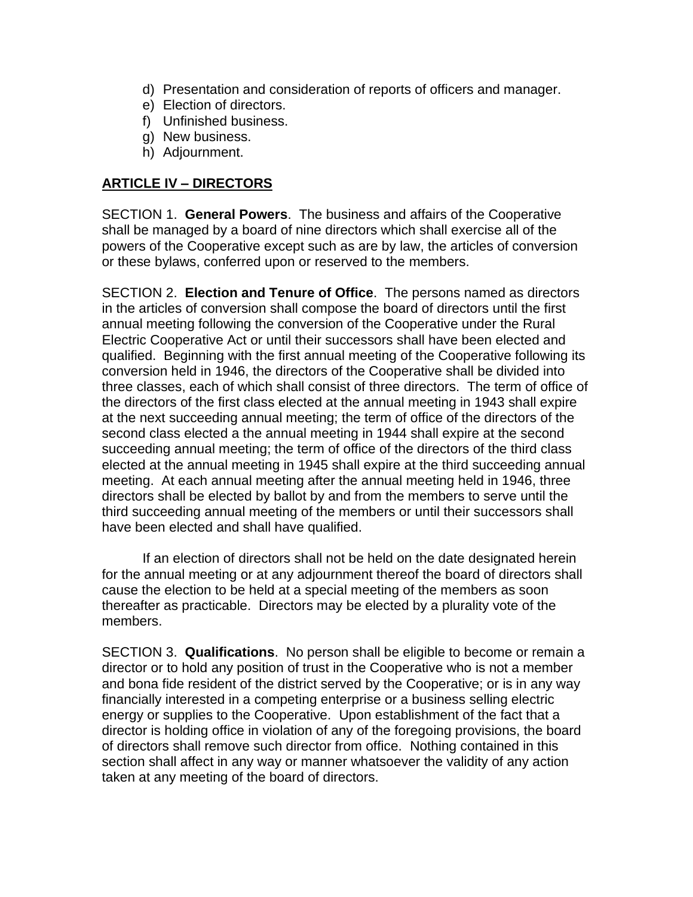d) Presentation and consideration of reports of officers and manager.
e) Election of directors.
f) Unfinished business.
g) New business.
h) Adjournment.

## ARTICLE IV – DIRECTORS

SECTION 1. **General Powers**. The business and affairs of the Cooperative shall be managed by a board of nine directors which shall exercise all of the powers of the Cooperative except such as are by law, the articles of conversion or these bylaws, conferred upon or reserved to the members.

SECTION 2. **Election and Tenure of Office**. The persons named as directors in the articles of conversion shall compose the board of directors until the first annual meeting following the conversion of the Cooperative under the Rural Electric Cooperative Act or until their successors shall have been elected and qualified. Beginning with the first annual meeting of the Cooperative following its conversion held in 1946, the directors of the Cooperative shall be divided into three classes, each of which shall consist of three directors. The term of office of the directors of the first class elected at the annual meeting in 1943 shall expire at the next succeeding annual meeting; the term of office of the directors of the second class elected a the annual meeting in 1944 shall expire at the second succeeding annual meeting; the term of office of the directors of the third class elected at the annual meeting in 1945 shall expire at the third succeeding annual meeting. At each annual meeting after the annual meeting held in 1946, three directors shall be elected by ballot by and from the members to serve until the third succeeding annual meeting of the members or until their successors shall have been elected and shall have qualified.

If an election of directors shall not be held on the date designated herein for the annual meeting or at any adjournment thereof the board of directors shall cause the election to be held at a special meeting of the members as soon thereafter as practicable. Directors may be elected by a plurality vote of the members.

SECTION 3. **Qualifications**. No person shall be eligible to become or remain a director or to hold any position of trust in the Cooperative who is not a member and bona fide resident of the district served by the Cooperative; or is in any way financially interested in a competing enterprise or a business selling electric energy or supplies to the Cooperative. Upon establishment of the fact that a director is holding office in violation of any of the foregoing provisions, the board of directors shall remove such director from office. Nothing contained in this section shall affect in any way or manner whatsoever the validity of any action taken at any meeting of the board of directors.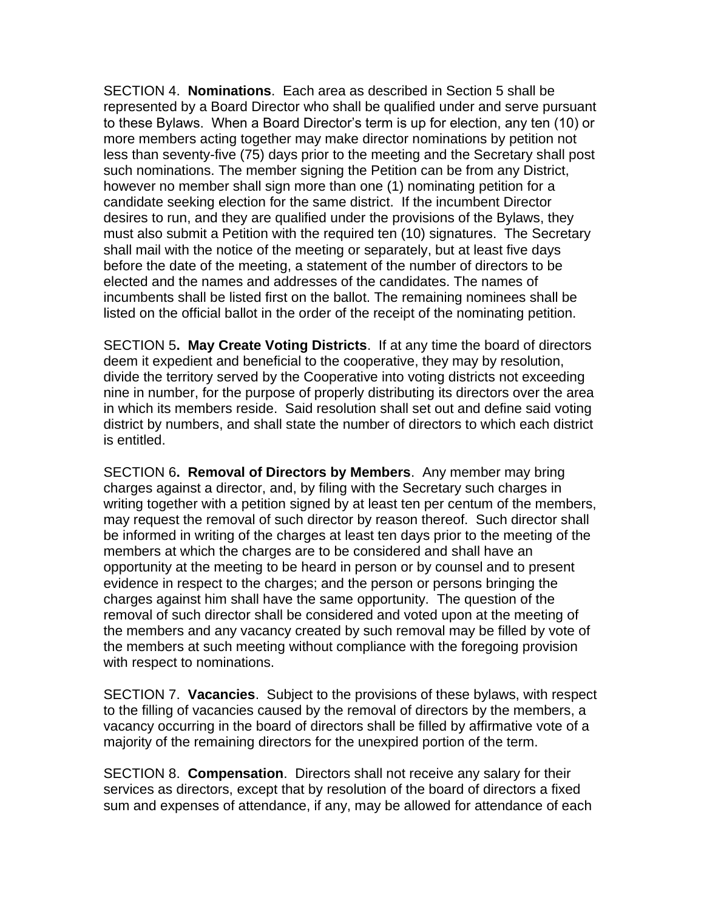SECTION 4. **Nominations**. Each area as described in Section 5 shall be represented by a Board Director who shall be qualified under and serve pursuant to these Bylaws. When a Board Director's term is up for election, any ten (10) or more members acting together may make director nominations by petition not less than seventy-five (75) days prior to the meeting and the Secretary shall post such nominations. The member signing the Petition can be from any District, however no member shall sign more than one (1) nominating petition for a candidate seeking election for the same district. If the incumbent Director desires to run, and they are qualified under the provisions of the Bylaws, they must also submit a Petition with the required ten (10) signatures. The Secretary shall mail with the notice of the meeting or separately, but at least five days before the date of the meeting, a statement of the number of directors to be elected and the names and addresses of the candidates. The names of incumbents shall be listed first on the ballot. The remaining nominees shall be listed on the official ballot in the order of the receipt of the nominating petition.

SECTION 5**. May Create Voting Districts**. If at any time the board of directors deem it expedient and beneficial to the cooperative, they may by resolution, divide the territory served by the Cooperative into voting districts not exceeding nine in number, for the purpose of properly distributing its directors over the area in which its members reside. Said resolution shall set out and define said voting district by numbers, and shall state the number of directors to which each district is entitled.

SECTION 6**. Removal of Directors by Members**. Any member may bring charges against a director, and, by filing with the Secretary such charges in writing together with a petition signed by at least ten per centum of the members, may request the removal of such director by reason thereof. Such director shall be informed in writing of the charges at least ten days prior to the meeting of the members at which the charges are to be considered and shall have an opportunity at the meeting to be heard in person or by counsel and to present evidence in respect to the charges; and the person or persons bringing the charges against him shall have the same opportunity. The question of the removal of such director shall be considered and voted upon at the meeting of the members and any vacancy created by such removal may be filled by vote of the members at such meeting without compliance with the foregoing provision with respect to nominations.

SECTION 7. **Vacancies**. Subject to the provisions of these bylaws, with respect to the filling of vacancies caused by the removal of directors by the members, a vacancy occurring in the board of directors shall be filled by affirmative vote of a majority of the remaining directors for the unexpired portion of the term.

SECTION 8. **Compensation**. Directors shall not receive any salary for their services as directors, except that by resolution of the board of directors a fixed sum and expenses of attendance, if any, may be allowed for attendance of each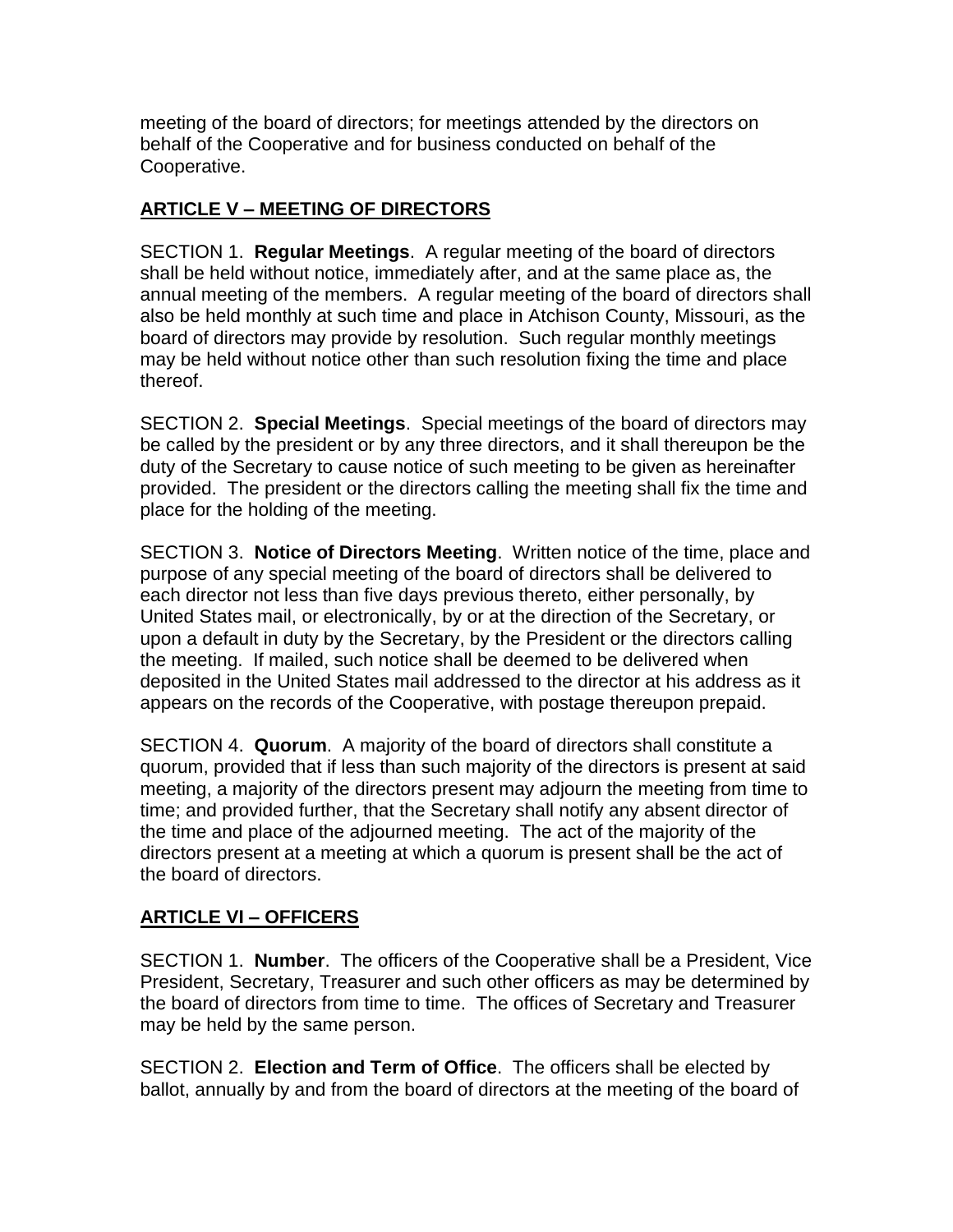meeting of the board of directors; for meetings attended by the directors on behalf of the Cooperative and for business conducted on behalf of the Cooperative.

## ARTICLE V – MEETING OF DIRECTORS

SECTION 1. **Regular Meetings**. A regular meeting of the board of directors shall be held without notice, immediately after, and at the same place as, the annual meeting of the members. A regular meeting of the board of directors shall also be held monthly at such time and place in Atchison County, Missouri, as the board of directors may provide by resolution. Such regular monthly meetings may be held without notice other than such resolution fixing the time and place thereof.

SECTION 2. **Special Meetings**. Special meetings of the board of directors may be called by the president or by any three directors, and it shall thereupon be the duty of the Secretary to cause notice of such meeting to be given as hereinafter provided. The president or the directors calling the meeting shall fix the time and place for the holding of the meeting.

SECTION 3. **Notice of Directors Meeting**. Written notice of the time, place and purpose of any special meeting of the board of directors shall be delivered to each director not less than five days previous thereto, either personally, by United States mail, or electronically, by or at the direction of the Secretary, or upon a default in duty by the Secretary, by the President or the directors calling the meeting. If mailed, such notice shall be deemed to be delivered when deposited in the United States mail addressed to the director at his address as it appears on the records of the Cooperative, with postage thereupon prepaid.

SECTION 4. **Quorum**. A majority of the board of directors shall constitute a quorum, provided that if less than such majority of the directors is present at said meeting, a majority of the directors present may adjourn the meeting from time to time; and provided further, that the Secretary shall notify any absent director of the time and place of the adjourned meeting. The act of the majority of the directors present at a meeting at which a quorum is present shall be the act of the board of directors.

## ARTICLE VI – OFFICERS

SECTION 1. **Number**. The officers of the Cooperative shall be a President, Vice President, Secretary, Treasurer and such other officers as may be determined by the board of directors from time to time. The offices of Secretary and Treasurer may be held by the same person.

SECTION 2. **Election and Term of Office**. The officers shall be elected by ballot, annually by and from the board of directors at the meeting of the board of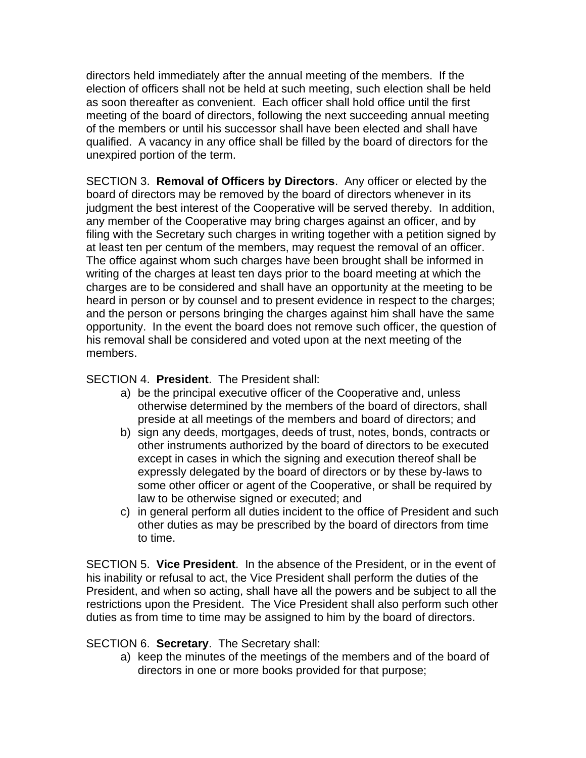directors held immediately after the annual meeting of the members. If the election of officers shall not be held at such meeting, such election shall be held as soon thereafter as convenient. Each officer shall hold office until the first meeting of the board of directors, following the next succeeding annual meeting of the members or until his successor shall have been elected and shall have qualified. A vacancy in any office shall be filled by the board of directors for the unexpired portion of the term.

SECTION 3. **Removal of Officers by Directors**. Any officer or elected by the board of directors may be removed by the board of directors whenever in its judgment the best interest of the Cooperative will be served thereby. In addition, any member of the Cooperative may bring charges against an officer, and by filing with the Secretary such charges in writing together with a petition signed by at least ten per centum of the members, may request the removal of an officer. The office against whom such charges have been brought shall be informed in writing of the charges at least ten days prior to the board meeting at which the charges are to be considered and shall have an opportunity at the meeting to be heard in person or by counsel and to present evidence in respect to the charges; and the person or persons bringing the charges against him shall have the same opportunity. In the event the board does not remove such officer, the question of his removal shall be considered and voted upon at the next meeting of the members.

SECTION 4. **President**. The President shall:

a) be the principal executive officer of the Cooperative and, unless otherwise determined by the members of the board of directors, shall preside at all meetings of the members and board of directors; and
b) sign any deeds, mortgages, deeds of trust, notes, bonds, contracts or other instruments authorized by the board of directors to be executed except in cases in which the signing and execution thereof shall be expressly delegated by the board of directors or by these by-laws to some other officer or agent of the Cooperative, or shall be required by law to be otherwise signed or executed; and
c) in general perform all duties incident to the office of President and such other duties as may be prescribed by the board of directors from time to time.

SECTION 5. **Vice President**. In the absence of the President, or in the event of his inability or refusal to act, the Vice President shall perform the duties of the President, and when so acting, shall have all the powers and be subject to all the restrictions upon the President. The Vice President shall also perform such other duties as from time to time may be assigned to him by the board of directors.

SECTION 6. **Secretary**. The Secretary shall:

a) keep the minutes of the meetings of the members and of the board of directors in one or more books provided for that purpose;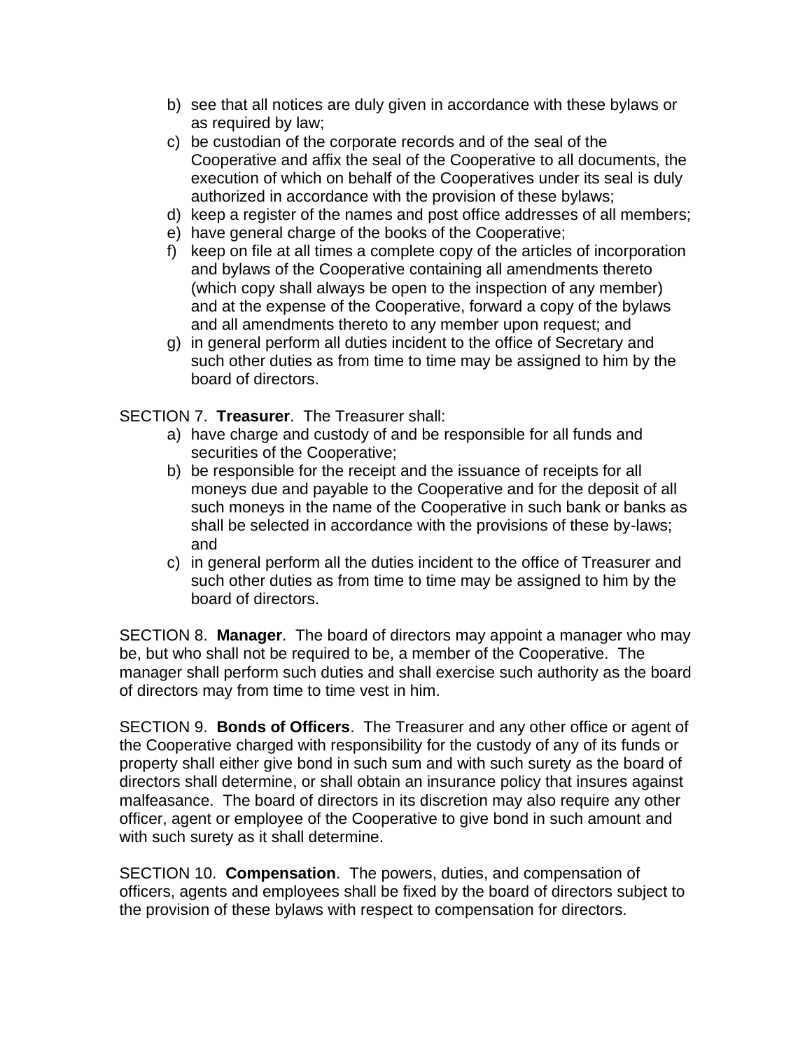b) see that all notices are duly given in accordance with these bylaws or as required by law;
c) be custodian of the corporate records and of the seal of the Cooperative and affix the seal of the Cooperative to all documents, the execution of which on behalf of the Cooperatives under its seal is duly authorized in accordance with the provision of these bylaws;
d) keep a register of the names and post office addresses of all members;
e) have general charge of the books of the Cooperative;
f) keep on file at all times a complete copy of the articles of incorporation and bylaws of the Cooperative containing all amendments thereto (which copy shall always be open to the inspection of any member) and at the expense of the Cooperative, forward a copy of the bylaws and all amendments thereto to any member upon request; and
g) in general perform all duties incident to the office of Secretary and such other duties as from time to time may be assigned to him by the board of directors.

SECTION 7. **Treasurer**. The Treasurer shall:

a) have charge and custody of and be responsible for all funds and securities of the Cooperative;
b) be responsible for the receipt and the issuance of receipts for all moneys due and payable to the Cooperative and for the deposit of all such moneys in the name of the Cooperative in such bank or banks as shall be selected in accordance with the provisions of these by-laws; and
c) in general perform all the duties incident to the office of Treasurer and such other duties as from time to time may be assigned to him by the board of directors.

SECTION 8. **Manager**. The board of directors may appoint a manager who may be, but who shall not be required to be, a member of the Cooperative. The manager shall perform such duties and shall exercise such authority as the board of directors may from time to time vest in him.

SECTION 9. **Bonds of Officers**. The Treasurer and any other office or agent of the Cooperative charged with responsibility for the custody of any of its funds or property shall either give bond in such sum and with such surety as the board of directors shall determine, or shall obtain an insurance policy that insures against malfeasance. The board of directors in its discretion may also require any other officer, agent or employee of the Cooperative to give bond in such amount and with such surety as it shall determine.

SECTION 10. **Compensation**. The powers, duties, and compensation of officers, agents and employees shall be fixed by the board of directors subject to the provision of these bylaws with respect to compensation for directors.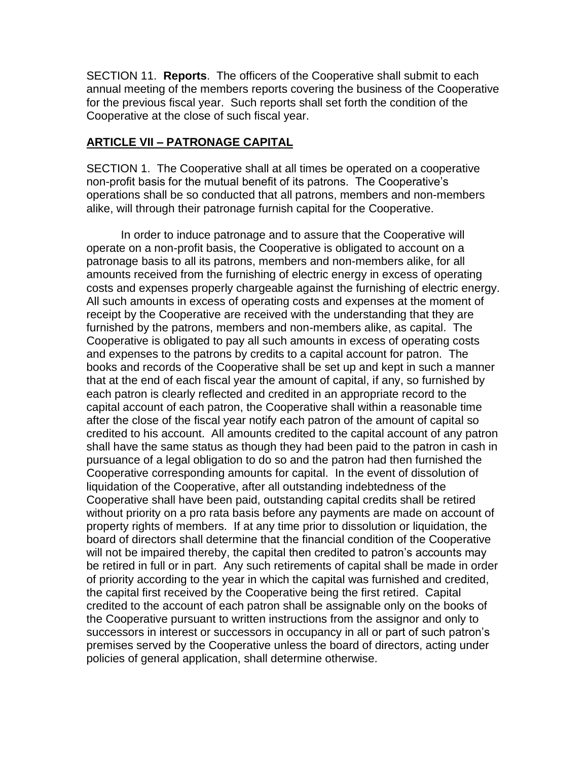SECTION 11. **Reports**. The officers of the Cooperative shall submit to each annual meeting of the members reports covering the business of the Cooperative for the previous fiscal year. Such reports shall set forth the condition of the Cooperative at the close of such fiscal year.

## ARTICLE VII – PATRONAGE CAPITAL

SECTION 1. The Cooperative shall at all times be operated on a cooperative non-profit basis for the mutual benefit of its patrons. The Cooperative's operations shall be so conducted that all patrons, members and non-members alike, will through their patronage furnish capital for the Cooperative.

In order to induce patronage and to assure that the Cooperative will operate on a non-profit basis, the Cooperative is obligated to account on a patronage basis to all its patrons, members and non-members alike, for all amounts received from the furnishing of electric energy in excess of operating costs and expenses properly chargeable against the furnishing of electric energy. All such amounts in excess of operating costs and expenses at the moment of receipt by the Cooperative are received with the understanding that they are furnished by the patrons, members and non-members alike, as capital. The Cooperative is obligated to pay all such amounts in excess of operating costs and expenses to the patrons by credits to a capital account for patron. The books and records of the Cooperative shall be set up and kept in such a manner that at the end of each fiscal year the amount of capital, if any, so furnished by each patron is clearly reflected and credited in an appropriate record to the capital account of each patron, the Cooperative shall within a reasonable time after the close of the fiscal year notify each patron of the amount of capital so credited to his account. All amounts credited to the capital account of any patron shall have the same status as though they had been paid to the patron in cash in pursuance of a legal obligation to do so and the patron had then furnished the Cooperative corresponding amounts for capital. In the event of dissolution of liquidation of the Cooperative, after all outstanding indebtedness of the Cooperative shall have been paid, outstanding capital credits shall be retired without priority on a pro rata basis before any payments are made on account of property rights of members. If at any time prior to dissolution or liquidation, the board of directors shall determine that the financial condition of the Cooperative will not be impaired thereby, the capital then credited to patron's accounts may be retired in full or in part. Any such retirements of capital shall be made in order of priority according to the year in which the capital was furnished and credited, the capital first received by the Cooperative being the first retired. Capital credited to the account of each patron shall be assignable only on the books of the Cooperative pursuant to written instructions from the assignor and only to successors in interest or successors in occupancy in all or part of such patron's premises served by the Cooperative unless the board of directors, acting under policies of general application, shall determine otherwise.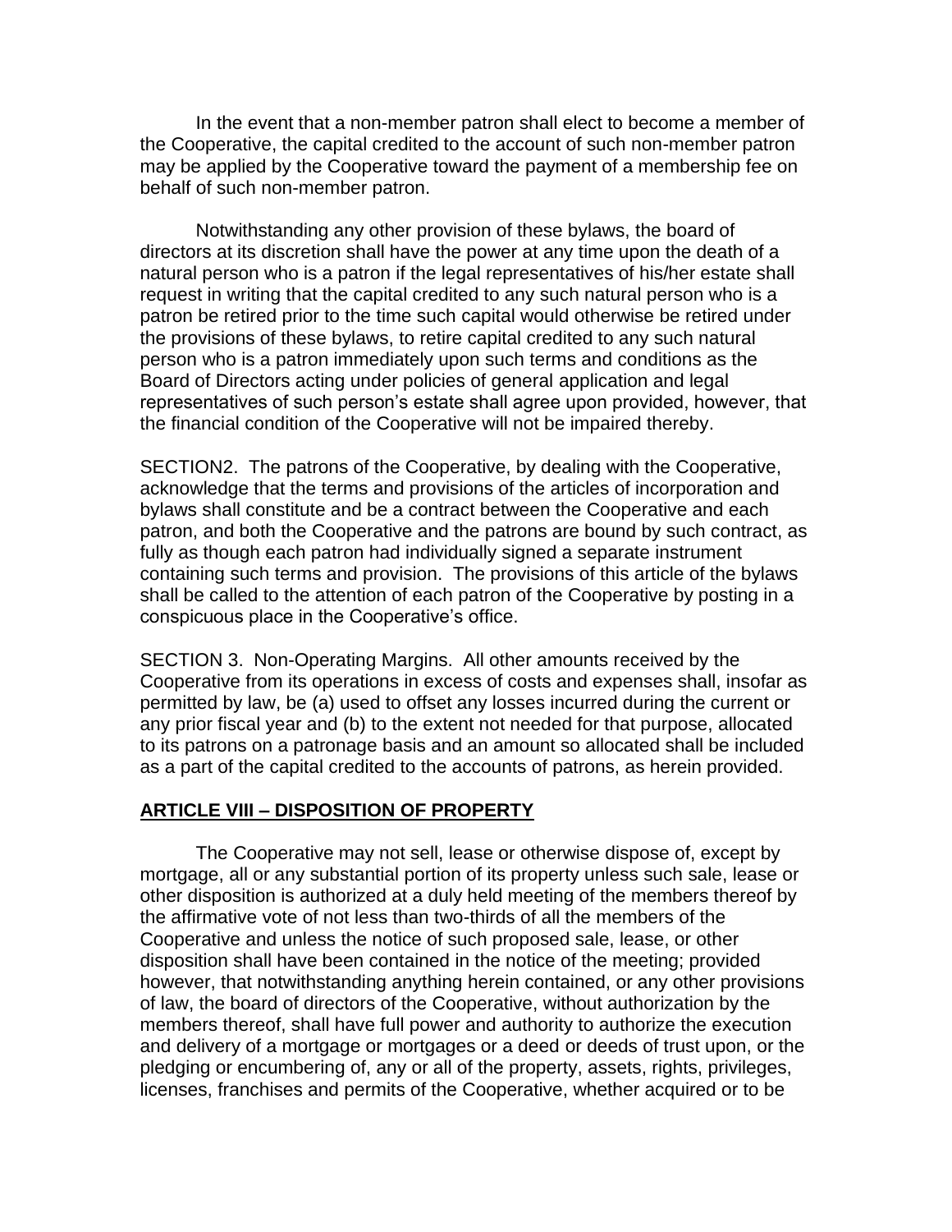In the event that a non-member patron shall elect to become a member of the Cooperative, the capital credited to the account of such non-member patron may be applied by the Cooperative toward the payment of a membership fee on behalf of such non-member patron.

Notwithstanding any other provision of these bylaws, the board of directors at its discretion shall have the power at any time upon the death of a natural person who is a patron if the legal representatives of his/her estate shall request in writing that the capital credited to any such natural person who is a patron be retired prior to the time such capital would otherwise be retired under the provisions of these bylaws, to retire capital credited to any such natural person who is a patron immediately upon such terms and conditions as the Board of Directors acting under policies of general application and legal representatives of such person's estate shall agree upon provided, however, that the financial condition of the Cooperative will not be impaired thereby.

SECTION2. The patrons of the Cooperative, by dealing with the Cooperative, acknowledge that the terms and provisions of the articles of incorporation and bylaws shall constitute and be a contract between the Cooperative and each patron, and both the Cooperative and the patrons are bound by such contract, as fully as though each patron had individually signed a separate instrument containing such terms and provision. The provisions of this article of the bylaws shall be called to the attention of each patron of the Cooperative by posting in a conspicuous place in the Cooperative's office.

SECTION 3. Non-Operating Margins. All other amounts received by the Cooperative from its operations in excess of costs and expenses shall, insofar as permitted by law, be (a) used to offset any losses incurred during the current or any prior fiscal year and (b) to the extent not needed for that purpose, allocated to its patrons on a patronage basis and an amount so allocated shall be included as a part of the capital credited to the accounts of patrons, as herein provided.

## ARTICLE VIII – DISPOSITION OF PROPERTY

The Cooperative may not sell, lease or otherwise dispose of, except by mortgage, all or any substantial portion of its property unless such sale, lease or other disposition is authorized at a duly held meeting of the members thereof by the affirmative vote of not less than two-thirds of all the members of the Cooperative and unless the notice of such proposed sale, lease, or other disposition shall have been contained in the notice of the meeting; provided however, that notwithstanding anything herein contained, or any other provisions of law, the board of directors of the Cooperative, without authorization by the members thereof, shall have full power and authority to authorize the execution and delivery of a mortgage or mortgages or a deed or deeds of trust upon, or the pledging or encumbering of, any or all of the property, assets, rights, privileges, licenses, franchises and permits of the Cooperative, whether acquired or to be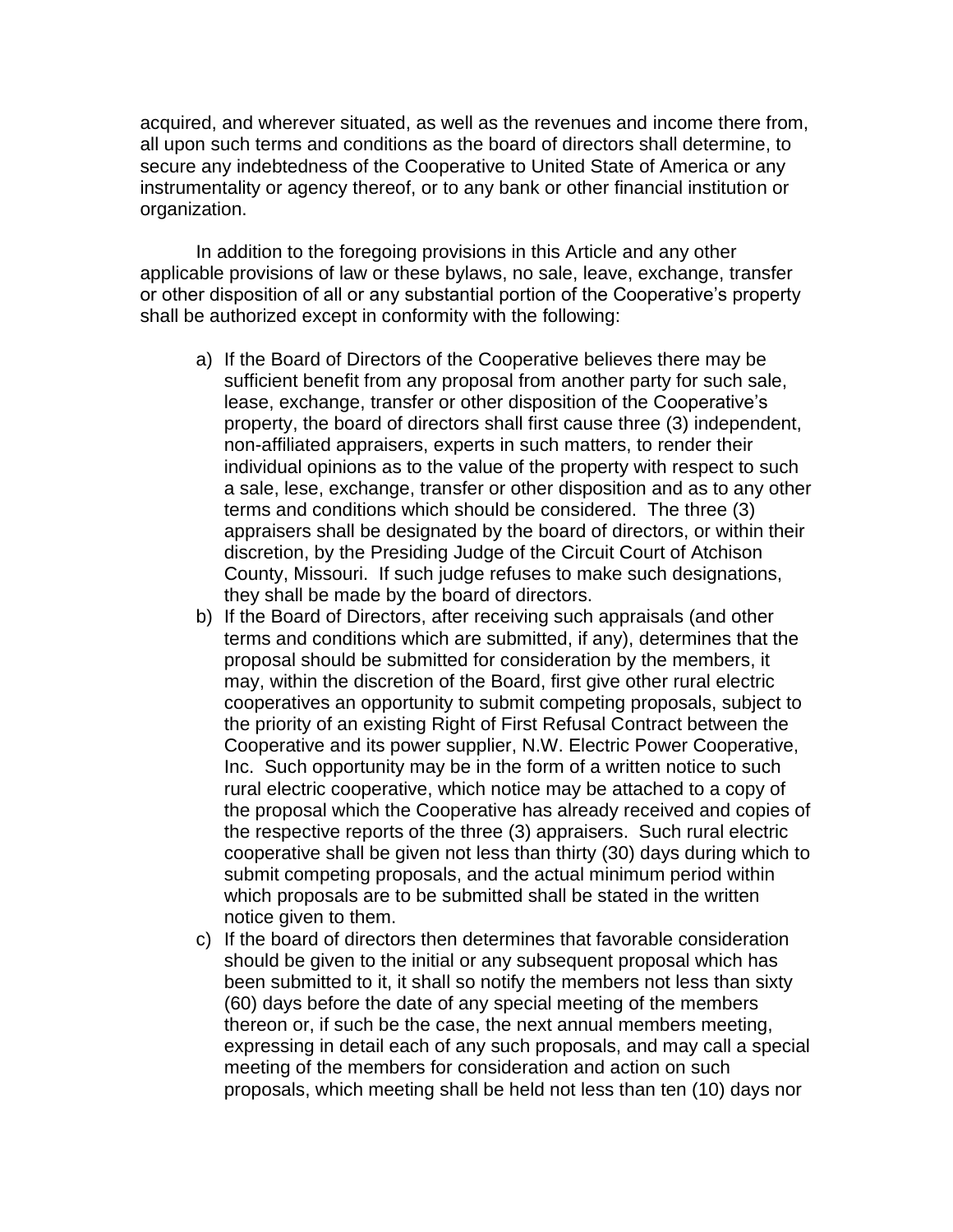acquired, and wherever situated, as well as the revenues and income there from, all upon such terms and conditions as the board of directors shall determine, to secure any indebtedness of the Cooperative to United State of America or any instrumentality or agency thereof, or to any bank or other financial institution or organization.

In addition to the foregoing provisions in this Article and any other applicable provisions of law or these bylaws, no sale, leave, exchange, transfer or other disposition of all or any substantial portion of the Cooperative's property shall be authorized except in conformity with the following:

a) If the Board of Directors of the Cooperative believes there may be sufficient benefit from any proposal from another party for such sale, lease, exchange, transfer or other disposition of the Cooperative's property, the board of directors shall first cause three (3) independent, non-affiliated appraisers, experts in such matters, to render their individual opinions as to the value of the property with respect to such a sale, lese, exchange, transfer or other disposition and as to any other terms and conditions which should be considered. The three (3) appraisers shall be designated by the board of directors, or within their discretion, by the Presiding Judge of the Circuit Court of Atchison County, Missouri. If such judge refuses to make such designations, they shall be made by the board of directors.
b) If the Board of Directors, after receiving such appraisals (and other terms and conditions which are submitted, if any), determines that the proposal should be submitted for consideration by the members, it may, within the discretion of the Board, first give other rural electric cooperatives an opportunity to submit competing proposals, subject to the priority of an existing Right of First Refusal Contract between the Cooperative and its power supplier, N.W. Electric Power Cooperative, Inc. Such opportunity may be in the form of a written notice to such rural electric cooperative, which notice may be attached to a copy of the proposal which the Cooperative has already received and copies of the respective reports of the three (3) appraisers. Such rural electric cooperative shall be given not less than thirty (30) days during which to submit competing proposals, and the actual minimum period within which proposals are to be submitted shall be stated in the written notice given to them.
c) If the board of directors then determines that favorable consideration should be given to the initial or any subsequent proposal which has been submitted to it, it shall so notify the members not less than sixty (60) days before the date of any special meeting of the members thereon or, if such be the case, the next annual members meeting, expressing in detail each of any such proposals, and may call a special meeting of the members for consideration and action on such proposals, which meeting shall be held not less than ten (10) days nor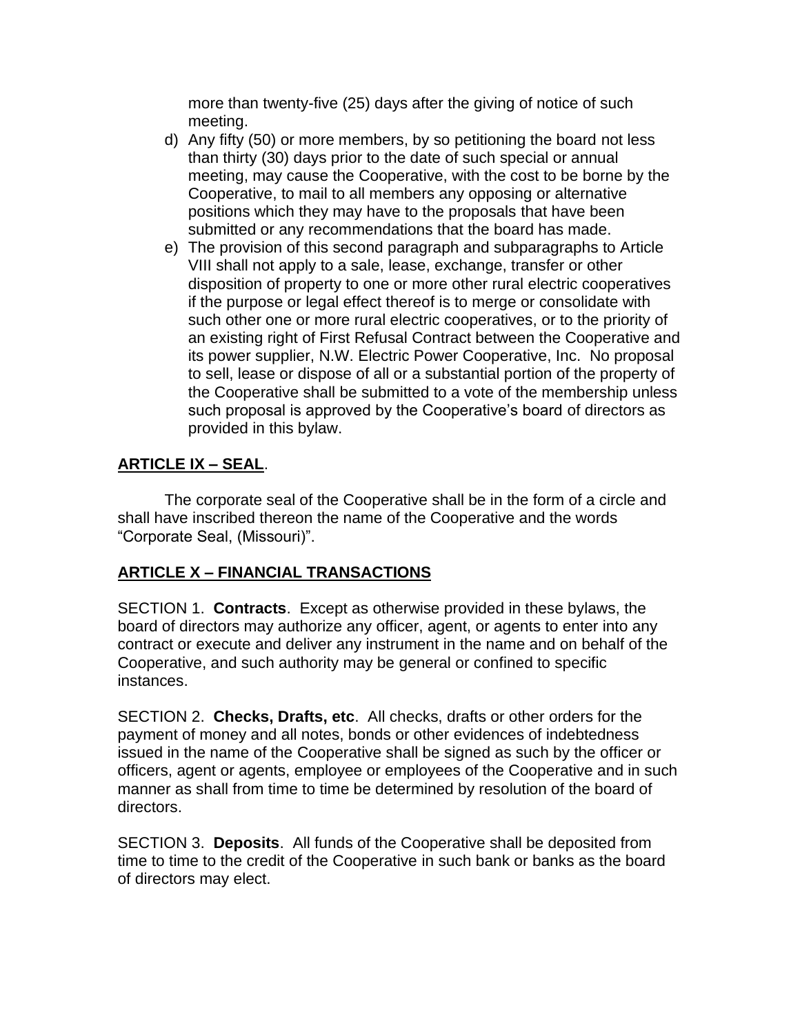more than twenty-five (25) days after the giving of notice of such meeting.

d) Any fifty (50) or more members, by so petitioning the board not less than thirty (30) days prior to the date of such special or annual meeting, may cause the Cooperative, with the cost to be borne by the Cooperative, to mail to all members any opposing or alternative positions which they may have to the proposals that have been submitted or any recommendations that the board has made.

e) The provision of this second paragraph and subparagraphs to Article VIII shall not apply to a sale, lease, exchange, transfer or other disposition of property to one or more other rural electric cooperatives if the purpose or legal effect thereof is to merge or consolidate with such other one or more rural electric cooperatives, or to the priority of an existing right of First Refusal Contract between the Cooperative and its power supplier, N.W. Electric Power Cooperative, Inc. No proposal to sell, lease or dispose of all or a substantial portion of the property of the Cooperative shall be submitted to a vote of the membership unless such proposal is approved by the Cooperative's board of directors as provided in this bylaw.

## ARTICLE IX – SEAL.

The corporate seal of the Cooperative shall be in the form of a circle and shall have inscribed thereon the name of the Cooperative and the words "Corporate Seal, (Missouri)".

## ARTICLE X – FINANCIAL TRANSACTIONS

SECTION 1. **Contracts**. Except as otherwise provided in these bylaws, the board of directors may authorize any officer, agent, or agents to enter into any contract or execute and deliver any instrument in the name and on behalf of the Cooperative, and such authority may be general or confined to specific instances.

SECTION 2. **Checks, Drafts, etc**. All checks, drafts or other orders for the payment of money and all notes, bonds or other evidences of indebtedness issued in the name of the Cooperative shall be signed as such by the officer or officers, agent or agents, employee or employees of the Cooperative and in such manner as shall from time to time be determined by resolution of the board of directors.

SECTION 3. **Deposits**. All funds of the Cooperative shall be deposited from time to time to the credit of the Cooperative in such bank or banks as the board of directors may elect.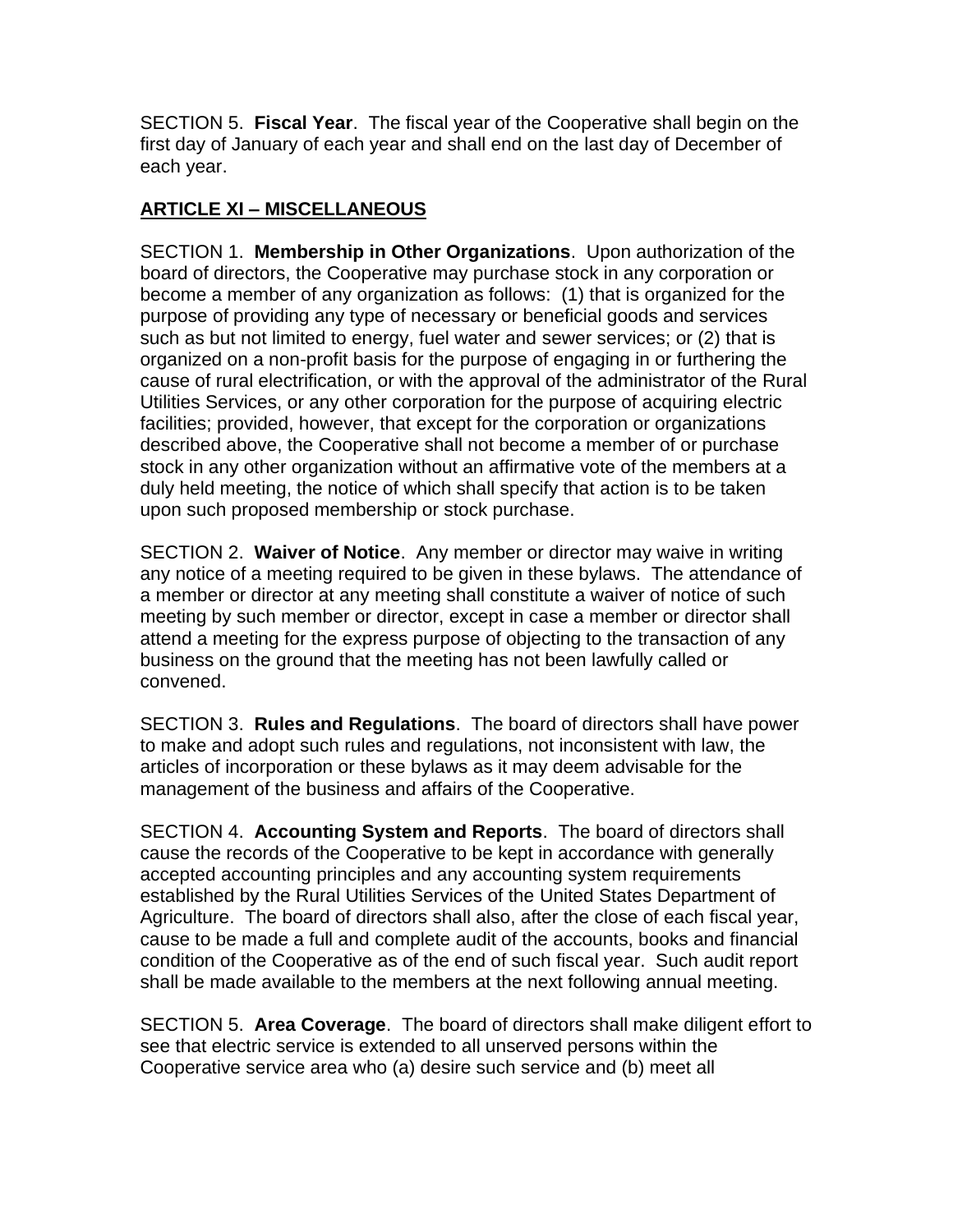SECTION 5. **Fiscal Year**. The fiscal year of the Cooperative shall begin on the first day of January of each year and shall end on the last day of December of each year.

## ARTICLE XI – MISCELLANEOUS

SECTION 1. **Membership in Other Organizations**. Upon authorization of the board of directors, the Cooperative may purchase stock in any corporation or become a member of any organization as follows: (1) that is organized for the purpose of providing any type of necessary or beneficial goods and services such as but not limited to energy, fuel water and sewer services; or (2) that is organized on a non-profit basis for the purpose of engaging in or furthering the cause of rural electrification, or with the approval of the administrator of the Rural Utilities Services, or any other corporation for the purpose of acquiring electric facilities; provided, however, that except for the corporation or organizations described above, the Cooperative shall not become a member of or purchase stock in any other organization without an affirmative vote of the members at a duly held meeting, the notice of which shall specify that action is to be taken upon such proposed membership or stock purchase.

SECTION 2. **Waiver of Notice**. Any member or director may waive in writing any notice of a meeting required to be given in these bylaws. The attendance of a member or director at any meeting shall constitute a waiver of notice of such meeting by such member or director, except in case a member or director shall attend a meeting for the express purpose of objecting to the transaction of any business on the ground that the meeting has not been lawfully called or convened.

SECTION 3. **Rules and Regulations**. The board of directors shall have power to make and adopt such rules and regulations, not inconsistent with law, the articles of incorporation or these bylaws as it may deem advisable for the management of the business and affairs of the Cooperative.

SECTION 4. **Accounting System and Reports**. The board of directors shall cause the records of the Cooperative to be kept in accordance with generally accepted accounting principles and any accounting system requirements established by the Rural Utilities Services of the United States Department of Agriculture. The board of directors shall also, after the close of each fiscal year, cause to be made a full and complete audit of the accounts, books and financial condition of the Cooperative as of the end of such fiscal year. Such audit report shall be made available to the members at the next following annual meeting.

SECTION 5. **Area Coverage**. The board of directors shall make diligent effort to see that electric service is extended to all unserved persons within the Cooperative service area who (a) desire such service and (b) meet all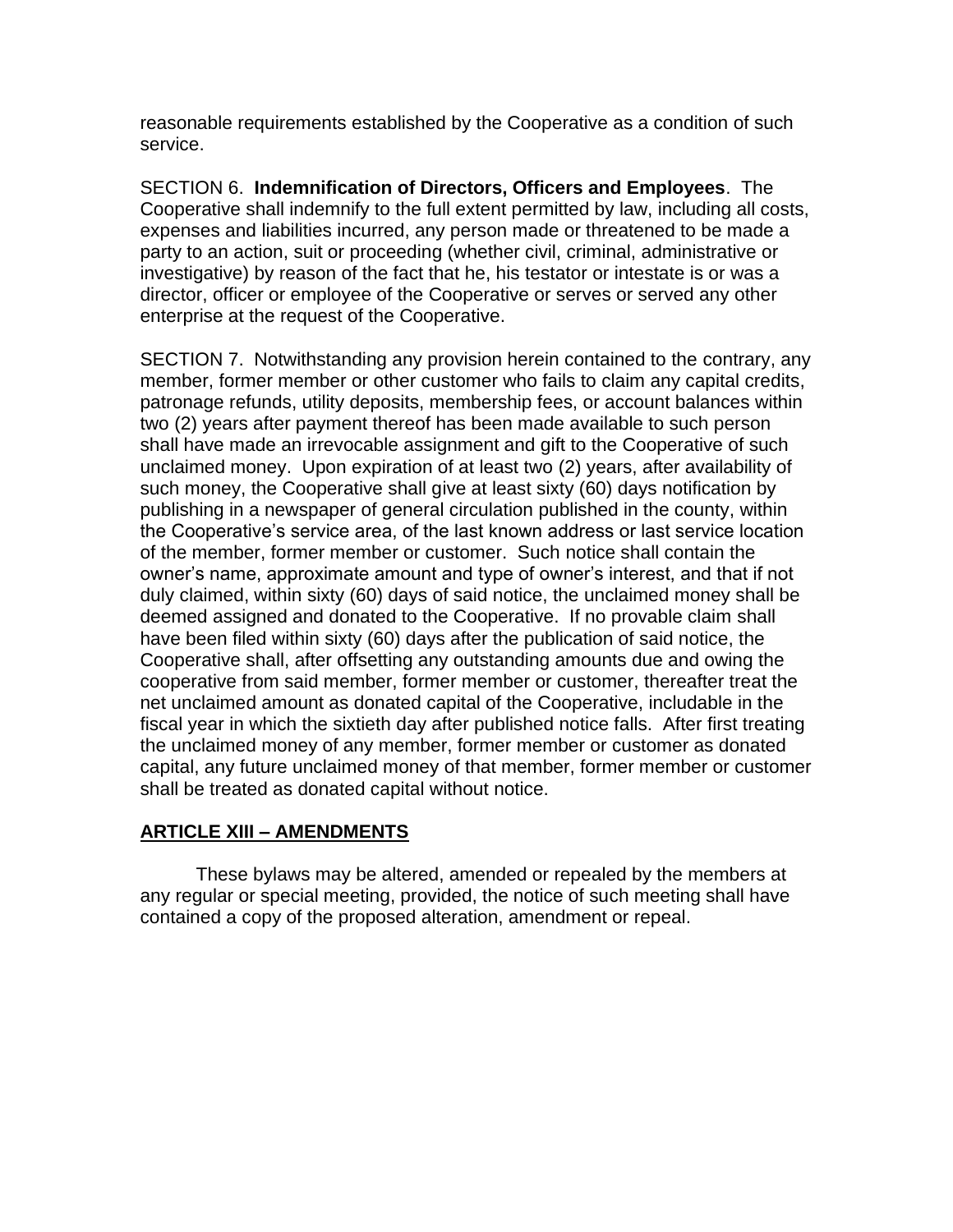reasonable requirements established by the Cooperative as a condition of such service.

SECTION 6. **Indemnification of Directors, Officers and Employees**. The Cooperative shall indemnify to the full extent permitted by law, including all costs, expenses and liabilities incurred, any person made or threatened to be made a party to an action, suit or proceeding (whether civil, criminal, administrative or investigative) by reason of the fact that he, his testator or intestate is or was a director, officer or employee of the Cooperative or serves or served any other enterprise at the request of the Cooperative.

SECTION 7. Notwithstanding any provision herein contained to the contrary, any member, former member or other customer who fails to claim any capital credits, patronage refunds, utility deposits, membership fees, or account balances within two (2) years after payment thereof has been made available to such person shall have made an irrevocable assignment and gift to the Cooperative of such unclaimed money. Upon expiration of at least two (2) years, after availability of such money, the Cooperative shall give at least sixty (60) days notification by publishing in a newspaper of general circulation published in the county, within the Cooperative's service area, of the last known address or last service location of the member, former member or customer. Such notice shall contain the owner's name, approximate amount and type of owner's interest, and that if not duly claimed, within sixty (60) days of said notice, the unclaimed money shall be deemed assigned and donated to the Cooperative. If no provable claim shall have been filed within sixty (60) days after the publication of said notice, the Cooperative shall, after offsetting any outstanding amounts due and owing the cooperative from said member, former member or customer, thereafter treat the net unclaimed amount as donated capital of the Cooperative, includable in the fiscal year in which the sixtieth day after published notice falls. After first treating the unclaimed money of any member, former member or customer as donated capital, any future unclaimed money of that member, former member or customer shall be treated as donated capital without notice.

## ARTICLE XIII – AMENDMENTS

These bylaws may be altered, amended or repealed by the members at any regular or special meeting, provided, the notice of such meeting shall have contained a copy of the proposed alteration, amendment or repeal.